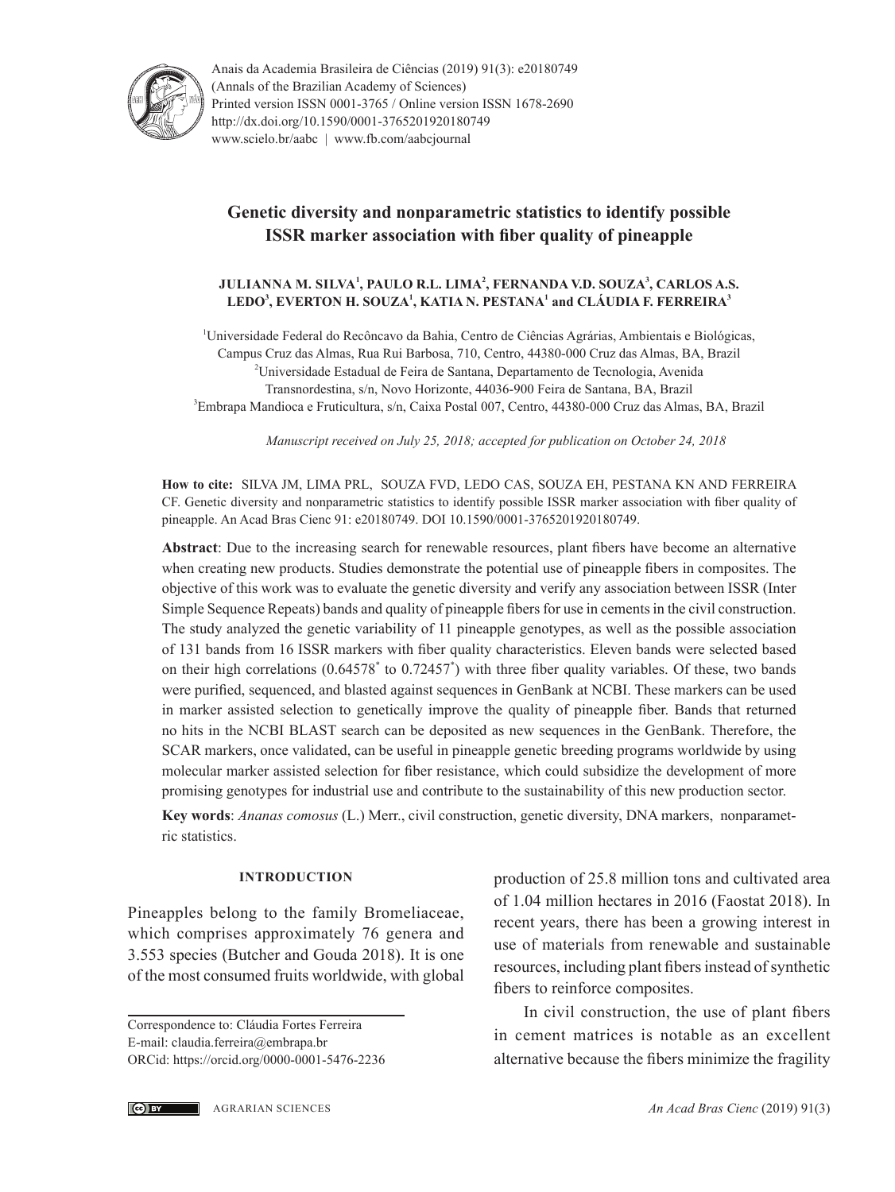Anais da Academia Brasileira de Ciências (2019) 91(3): e20180749
(Annals of the Brazilian Academy of Sciences)
Printed version ISSN 0001-3765 / Online version ISSN 1678-2690
http://dx.doi.org/10.1590/0001-3765201920180749
www.scielo.br/aabc | www.fb.com/aabcjournal

# Genetic diversity and nonparametric statistics to identify possible ISSR marker association with fiber quality of pineapple

**JULIANNA M. SILVA[1], PAULO R.L. LIMA[2], FERNANDA V.D. SOUZA[3], CARLOS A.S. LEDO[3], EVERTON H. SOUZA[1], KATIA N. PESTANA[1] and CLÁUDIA F. FERREIRA[3]**

[1]Universidade Federal do Recôncavo da Bahia, Centro de Ciências Agrárias, Ambientais e Biológicas, Campus Cruz das Almas, Rua Rui Barbosa, 710, Centro, 44380-000 Cruz das Almas, BA, Brazil
[2]Universidade Estadual de Feira de Santana, Departamento de Tecnologia, Avenida Transnordestina, s/n, Novo Horizonte, 44036-900 Feira de Santana, BA, Brazil
[3]Embrapa Mandioca e Fruticultura, s/n, Caixa Postal 007, Centro, 44380-000 Cruz das Almas, BA, Brazil

*Manuscript received on July 25, 2018; accepted for publication on October 24, 2018*

**How to cite:** SILVA JM, LIMA PRL, SOUZA FVD, LEDO CAS, SOUZA EH, PESTANA KN AND FERREIRA CF. Genetic diversity and nonparametric statistics to identify possible ISSR marker association with fiber quality of pineapple. An Acad Bras Cienc 91: e20180749. DOI 10.1590/0001-3765201920180749.

**Abstract**: Due to the increasing search for renewable resources, plant fibers have become an alternative when creating new products. Studies demonstrate the potential use of pineapple fibers in composites. The objective of this work was to evaluate the genetic diversity and verify any association between ISSR (Inter Simple Sequence Repeats) bands and quality of pineapple fibers for use in cements in the civil construction. The study analyzed the genetic variability of 11 pineapple genotypes, as well as the possible association of 131 bands from 16 ISSR markers with fiber quality characteristics. Eleven bands were selected based on their high correlations (0.64578* to 0.72457*) with three fiber quality variables. Of these, two bands were purified, sequenced, and blasted against sequences in GenBank at NCBI. These markers can be used in marker assisted selection to genetically improve the quality of pineapple fiber. Bands that returned no hits in the NCBI BLAST search can be deposited as new sequences in the GenBank. Therefore, the SCAR markers, once validated, can be useful in pineapple genetic breeding programs worldwide by using molecular marker assisted selection for fiber resistance, which could subsidize the development of more promising genotypes for industrial use and contribute to the sustainability of this new production sector.

**Key words**: *Ananas comosus* (L.) Merr., civil construction, genetic diversity, DNA markers, nonparametric statistics.

## INTRODUCTION

Pineapples belong to the family Bromeliaceae, which comprises approximately 76 genera and 3.553 species (Butcher and Gouda 2018). It is one of the most consumed fruits worldwide, with global production of 25.8 million tons and cultivated area of 1.04 million hectares in 2016 (Faostat 2018). In recent years, there has been a growing interest in use of materials from renewable and sustainable resources, including plant fibers instead of synthetic fibers to reinforce composites.

In civil construction, the use of plant fibers in cement matrices is notable as an excellent alternative because the fibers minimize the fragility

Correspondence to: Cláudia Fortes Ferreira
E-mail: claudia.ferreira@embrapa.br
ORCid: https://orcid.org/0000-0001-5476-2236

AGRARIAN SCIENCES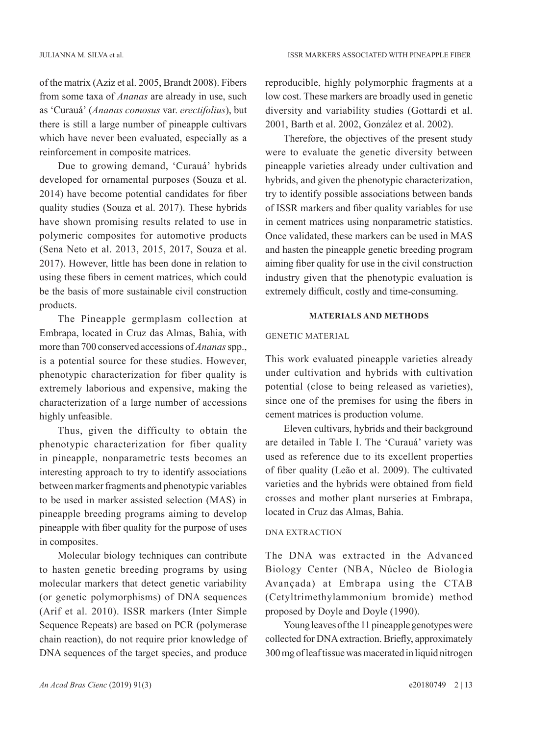of the matrix (Aziz et al. 2005, Brandt 2008). Fibers from some taxa of *Ananas* are already in use, such as 'Curauá' (*Ananas comosus* var. *erectifolius*), but there is still a large number of pineapple cultivars which have never been evaluated, especially as a reinforcement in composite matrices.

Due to growing demand, 'Curauá' hybrids developed for ornamental purposes (Souza et al. 2014) have become potential candidates for fiber quality studies (Souza et al. 2017). These hybrids have shown promising results related to use in polymeric composites for automotive products (Sena Neto et al. 2013, 2015, 2017, Souza et al. 2017). However, little has been done in relation to using these fibers in cement matrices, which could be the basis of more sustainable civil construction products.

The Pineapple germplasm collection at Embrapa, located in Cruz das Almas, Bahia, with more than 700 conserved accessions of *Ananas* spp., is a potential source for these studies. However, phenotypic characterization for fiber quality is extremely laborious and expensive, making the characterization of a large number of accessions highly unfeasible.

Thus, given the difficulty to obtain the phenotypic characterization for fiber quality in pineapple, nonparametric tests becomes an interesting approach to try to identify associations between marker fragments and phenotypic variables to be used in marker assisted selection (MAS) in pineapple breeding programs aiming to develop pineapple with fiber quality for the purpose of uses in composites.

Molecular biology techniques can contribute to hasten genetic breeding programs by using molecular markers that detect genetic variability (or genetic polymorphisms) of DNA sequences (Arif et al. 2010). ISSR markers (Inter Simple Sequence Repeats) are based on PCR (polymerase chain reaction), do not require prior knowledge of DNA sequences of the target species, and produce reproducible, highly polymorphic fragments at a low cost. These markers are broadly used in genetic diversity and variability studies (Gottardi et al. 2001, Barth et al. 2002, González et al. 2002).

Therefore, the objectives of the present study were to evaluate the genetic diversity between pineapple varieties already under cultivation and hybrids, and given the phenotypic characterization, try to identify possible associations between bands of ISSR markers and fiber quality variables for use in cement matrices using nonparametric statistics. Once validated, these markers can be used in MAS and hasten the pineapple genetic breeding program aiming fiber quality for use in the civil construction industry given that the phenotypic evaluation is extremely difficult, costly and time-consuming.

## MATERIALS AND METHODS

### GENETIC MATERIAL

This work evaluated pineapple varieties already under cultivation and hybrids with cultivation potential (close to being released as varieties), since one of the premises for using the fibers in cement matrices is production volume.

Eleven cultivars, hybrids and their background are detailed in Table I. The 'Curauá' variety was used as reference due to its excellent properties of fiber quality (Leão et al. 2009). The cultivated varieties and the hybrids were obtained from field crosses and mother plant nurseries at Embrapa, located in Cruz das Almas, Bahia.

### DNA EXTRACTION

The DNA was extracted in the Advanced Biology Center (NBA, Núcleo de Biologia Avançada) at Embrapa using the CTAB (Cetyltrimethylammonium bromide) method proposed by Doyle and Doyle (1990).

Young leaves of the 11 pineapple genotypes were collected for DNA extraction. Briefly, approximately 300 mg of leaf tissue was macerated in liquid nitrogen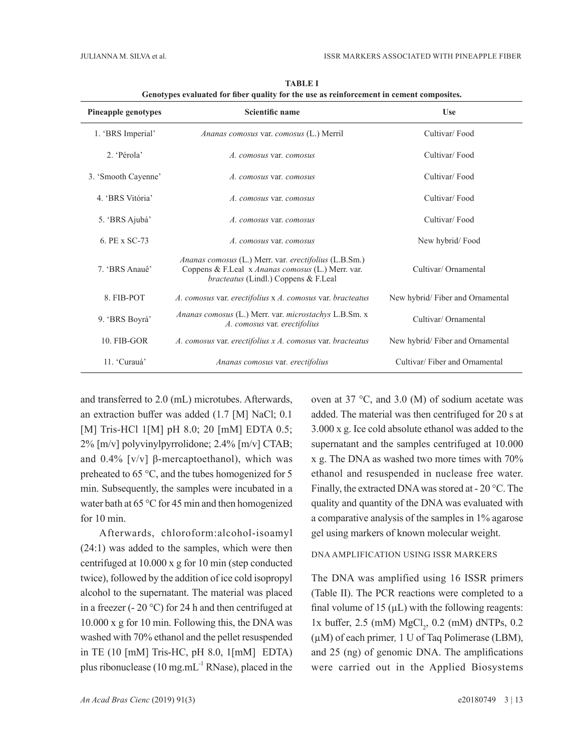**TABLE I**
**Genotypes evaluated for fiber quality for the use as reinforcement in cement composites.**

| Pineapple genotypes | Scientific name | Use |
|---|---|---|
| 1. 'BRS Imperial' | *Ananas comosus* var. *comosus* (L.) Merril | Cultivar/ Food |
| 2. 'Pérola' | *A. comosus* var. *comosus* | Cultivar/ Food |
| 3. 'Smooth Cayenne' | *A. comosus* var. *comosus* | Cultivar/ Food |
| 4. 'BRS Vitória' | *A. comosus* var. *comosus* | Cultivar/ Food |
| 5. 'BRS Ajubá' | *A. comosus* var. *comosus* | Cultivar/ Food |
| 6. PE x SC-73 | *A. comosus* var. *comosus* | New hybrid/ Food |
| 7. 'BRS Anauê' | *Ananas comosus* (L.) Merr. var. *erectifolius* (L.B.Sm.) Coppens & F.Leal x *Ananas comosus* (L.) Merr. var. *bracteatus* (Lindl.) Coppens & F.Leal | Cultivar/ Ornamental |
| 8. FIB-POT | *A. comosus* var. *erectifolius* x *A. comosus* var. *bracteatus* | New hybrid/ Fiber and Ornamental |
| 9. 'BRS Boyrá' | *Ananas comosus* (L.) Merr. var. *microstachys* L.B.Sm. x *A. comosus* var. *erectifolius* | Cultivar/ Ornamental |
| 10. FIB-GOR | *A. comosus* var. *erectifolius x A. comosus* var. *bracteatus* | New hybrid/ Fiber and Ornamental |
| 11. 'Curauá' | *Ananas comosus* var. *erectifolius* | Cultivar/ Fiber and Ornamental |

and transferred to 2.0 (mL) microtubes. Afterwards, an extraction buffer was added (1.7 [M] NaCl; 0.1 [M] Tris-HCl 1[M] pH 8.0; 20 [mM] EDTA 0.5; 2% [m/v] polyvinylpyrrolidone; 2.4% [m/v] CTAB; and 0.4% [v/v] β-mercaptoethanol), which was preheated to 65 °C, and the tubes homogenized for 5 min. Subsequently, the samples were incubated in a water bath at 65 °C for 45 min and then homogenized for 10 min.

Afterwards, chloroform:alcohol-isoamyl (24:1) was added to the samples, which were then centrifuged at 10.000 x g for 10 min (step conducted twice), followed by the addition of ice cold isopropyl alcohol to the supernatant. The material was placed in a freezer (- 20 °C) for 24 h and then centrifuged at 10.000 x g for 10 min. Following this, the DNA was washed with 70% ethanol and the pellet resuspended in TE (10 [mM] Tris-HC, pH 8.0, 1[mM] EDTA) plus ribonuclease (10 $mg.mL^{-1}$ RNase), placed in the oven at 37 °C, and 3.0 (M) of sodium acetate was added. The material was then centrifuged for 20 s at 3.000 x g. Ice cold absolute ethanol was added to the supernatant and the samples centrifuged at 10.000 x g. The DNA as washed two more times with 70% ethanol and resuspended in nuclease free water. Finally, the extracted DNA was stored at - 20 °C. The quality and quantity of the DNA was evaluated with a comparative analysis of the samples in 1% agarose gel using markers of known molecular weight.

## DNA AMPLIFICATION USING ISSR MARKERS

The DNA was amplified using 16 ISSR primers (Table II). The PCR reactions were completed to a final volume of 15 (μL) with the following reagents: 1x buffer, 2.5 (mM) $MgCl_2$, 0.2 (mM) dNTPs, 0.2 (μM) of each primer, 1 U of Taq Polimerase (LBM), and 25 (ng) of genomic DNA. The amplifications were carried out in the Applied Biosystems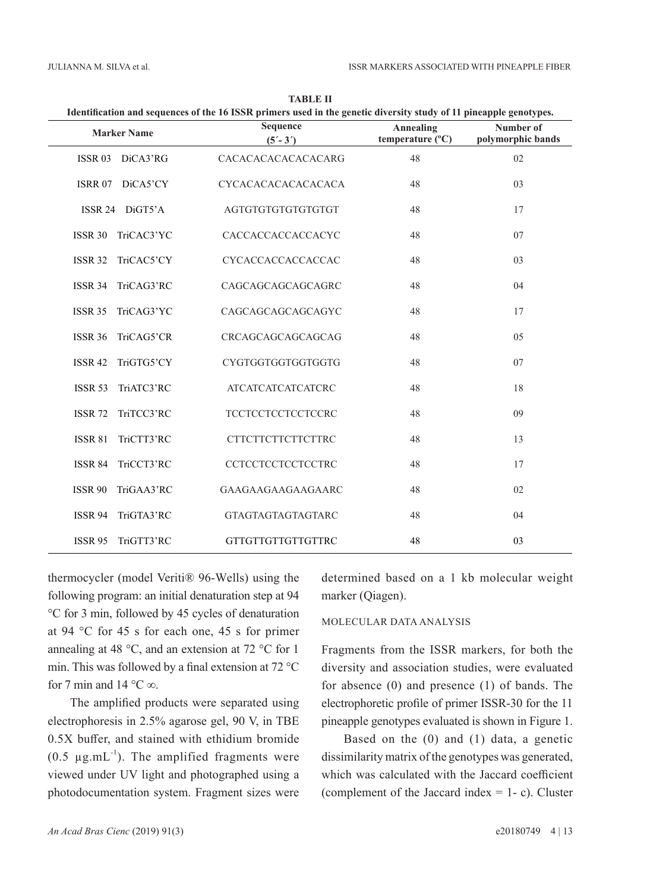**TABLE II**

**Identification and sequences of the 16 ISSR primers used in the genetic diversity study of 11 pineapple genotypes.**

| Marker Name | Sequence (5´- 3´) | Annealing temperature (ºC) | Number of polymorphic bands |
|---|---|---|---|
| ISSR 03 DiCA3'RG | CACACACACACACACARG | 48 | 02 |
| ISRR 07 DiCA5'CY | CYCACACACACACACACA | 48 | 03 |
| ISSR 24 DiGT5'A | AGTGTGTGTGTGTGTGT | 48 | 17 |
| ISSR 30 TriCAC3'YC | CACCACCACCACCACYC | 48 | 07 |
| ISSR 32 TriCAC5'CY | CYCACCACCACCACCAC | 48 | 03 |
| ISSR 34 TriCAG3'RC | CAGCAGCAGCAGCAGRC | 48 | 04 |
| ISSR 35 TriCAG3'YC | CAGCAGCAGCAGCAGYC | 48 | 17 |
| ISSR 36 TriCAG5'CR | CRCAGCAGCAGCAGCAG | 48 | 05 |
| ISSR 42 TriGTG5'CY | CYGTGGTGGTGGTGGTG | 48 | 07 |
| ISSR 53 TriATC3'RC | ATCATCATCATCATCRC | 48 | 18 |
| ISSR 72 TriTCC3'RC | TCCTCCTCCTCCTCCRC | 48 | 09 |
| ISSR 81 TriCTT3'RC | CTTCTTCTTCTTCTTRC | 48 | 13 |
| ISSR 84 TriCCT3'RC | CCTCCTCCTCCTCCTRC | 48 | 17 |
| ISSR 90 TriGAA3'RC | GAAGAAGAAGAAGAARC | 48 | 02 |
| ISSR 94 TriGTA3'RC | GTAGTAGTAGTAGTARC | 48 | 04 |
| ISSR 95 TriGTT3'RC | GTTGTTGTTGTTGTTRC | 48 | 03 |

thermocycler (model Veriti® 96-Wells) using the following program: an initial denaturation step at 94 °C for 3 min, followed by 45 cycles of denaturation at 94 °C for 45 s for each one, 45 s for primer annealing at 48 °C, and an extension at 72 °C for 1 min. This was followed by a final extension at 72 °C for 7 min and 14 °C ∞.

The amplified products were separated using electrophoresis in 2.5% agarose gel, 90 V, in TBE 0.5X buffer, and stained with ethidium bromide ($0.5\ \mu g.mL^{-1}$). The amplified fragments were viewed under UV light and photographed using a photodocumentation system. Fragment sizes were determined based on a 1 kb molecular weight marker (Qiagen).

## MOLECULAR DATA ANALYSIS

Fragments from the ISSR markers, for both the diversity and association studies, were evaluated for absence (0) and presence (1) of bands. The electrophoretic profile of primer ISSR-30 for the 11 pineapple genotypes evaluated is shown in Figure 1.

Based on the (0) and (1) data, a genetic dissimilarity matrix of the genotypes was generated, which was calculated with the Jaccard coefficient (complement of the Jaccard index = 1- c). Cluster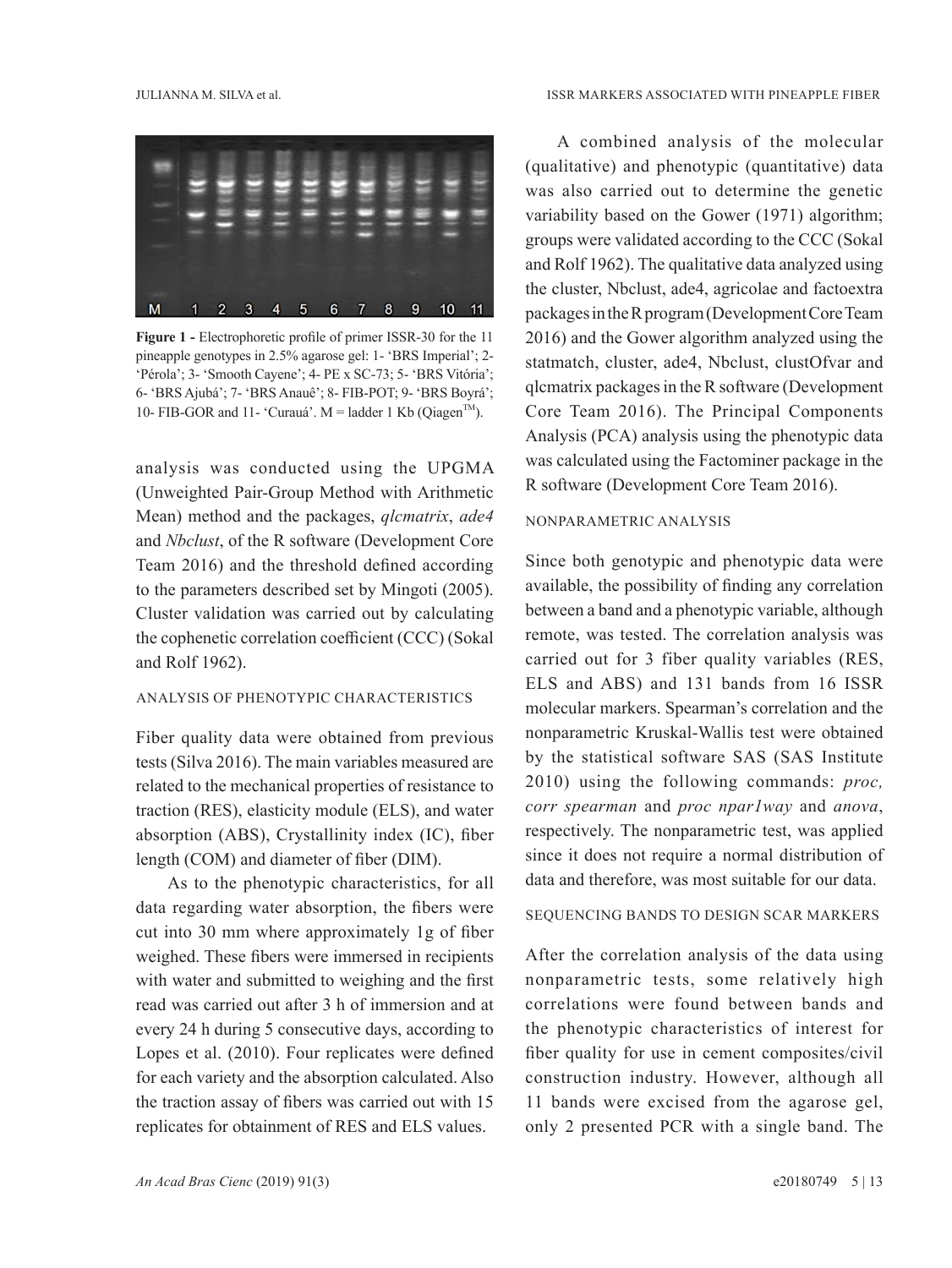**Figure 1 -** Electrophoretic profile of primer ISSR-30 for the 11 pineapple genotypes in 2.5% agarose gel: 1- 'BRS Imperial'; 2- 'Pérola'; 3- 'Smooth Cayene'; 4- PE x SC-73; 5- 'BRS Vitória'; 6- 'BRS Ajubá'; 7- 'BRS Anauê'; 8- FIB-POT; 9- 'BRS Boyrá'; 10- FIB-GOR and 11- 'Curauá'. M = ladder 1 Kb (Qiagen™).

analysis was conducted using the UPGMA (Unweighted Pair-Group Method with Arithmetic Mean) method and the packages, *qlcmatrix*, *ade4* and *Nbclust*, of the R software (Development Core Team 2016) and the threshold defined according to the parameters described set by Mingoti (2005). Cluster validation was carried out by calculating the cophenetic correlation coefficient (CCC) (Sokal and Rolf 1962).

## ANALYSIS OF PHENOTYPIC CHARACTERISTICS

Fiber quality data were obtained from previous tests (Silva 2016). The main variables measured are related to the mechanical properties of resistance to traction (RES), elasticity module (ELS), and water absorption (ABS), Crystallinity index (IC), fiber length (COM) and diameter of fiber (DIM).

As to the phenotypic characteristics, for all data regarding water absorption, the fibers were cut into 30 mm where approximately 1g of fiber weighed. These fibers were immersed in recipients with water and submitted to weighing and the first read was carried out after 3 h of immersion and at every 24 h during 5 consecutive days, according to Lopes et al. (2010). Four replicates were defined for each variety and the absorption calculated. Also the traction assay of fibers was carried out with 15 replicates for obtainment of RES and ELS values.

A combined analysis of the molecular (qualitative) and phenotypic (quantitative) data was also carried out to determine the genetic variability based on the Gower (1971) algorithm; groups were validated according to the CCC (Sokal and Rolf 1962). The qualitative data analyzed using the cluster, Nbclust, ade4, agricolae and factoextra packages in the R program (Development Core Team 2016) and the Gower algorithm analyzed using the statmatch, cluster, ade4, Nbclust, clustOfvar and qlcmatrix packages in the R software (Development Core Team 2016). The Principal Components Analysis (PCA) analysis using the phenotypic data was calculated using the Factominer package in the R software (Development Core Team 2016).

## NONPARAMETRIC ANALYSIS

Since both genotypic and phenotypic data were available, the possibility of finding any correlation between a band and a phenotypic variable, although remote, was tested. The correlation analysis was carried out for 3 fiber quality variables (RES, ELS and ABS) and 131 bands from 16 ISSR molecular markers. Spearman's correlation and the nonparametric Kruskal-Wallis test were obtained by the statistical software SAS (SAS Institute 2010) using the following commands: *proc, corr spearman* and *proc npar1way* and *anova*, respectively. The nonparametric test, was applied since it does not require a normal distribution of data and therefore, was most suitable for our data.

## SEQUENCING BANDS TO DESIGN SCAR MARKERS

After the correlation analysis of the data using nonparametric tests, some relatively high correlations were found between bands and the phenotypic characteristics of interest for fiber quality for use in cement composites/civil construction industry. However, although all 11 bands were excised from the agarose gel, only 2 presented PCR with a single band. The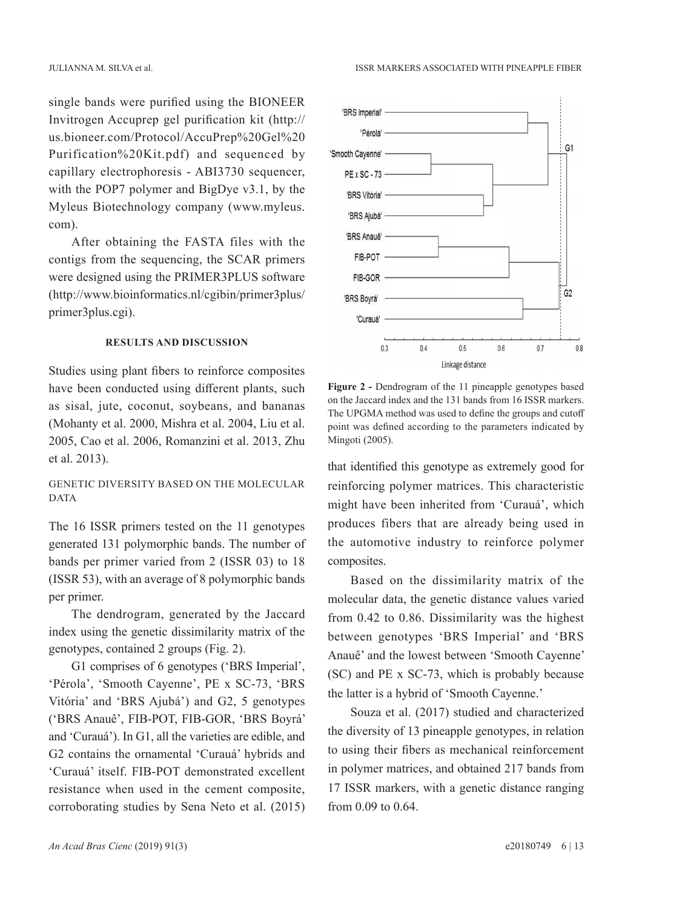single bands were purified using the BIONEER Invitrogen Accuprep gel purification kit (http://us.bioneer.com/Protocol/AccuPrep%20Gel%20Purification%20Kit.pdf) and sequenced by capillary electrophoresis - ABI3730 sequencer, with the POP7 polymer and BigDye v3.1, by the Myleus Biotechnology company (www.myleus.com).

After obtaining the FASTA files with the contigs from the sequencing, the SCAR primers were designed using the PRIMER3PLUS software (http://www.bioinformatics.nl/cgibin/primer3plus/primer3plus.cgi).

## RESULTS AND DISCUSSION

Studies using plant fibers to reinforce composites have been conducted using different plants, such as sisal, jute, coconut, soybeans, and bananas (Mohanty et al. 2000, Mishra et al. 2004, Liu et al. 2005, Cao et al. 2006, Romanzini et al. 2013, Zhu et al. 2013).

### GENETIC DIVERSITY BASED ON THE MOLECULAR DATA

The 16 ISSR primers tested on the 11 genotypes generated 131 polymorphic bands. The number of bands per primer varied from 2 (ISSR 03) to 18 (ISSR 53), with an average of 8 polymorphic bands per primer.

The dendrogram, generated by the Jaccard index using the genetic dissimilarity matrix of the genotypes, contained 2 groups (Fig. 2).

G1 comprises of 6 genotypes ('BRS Imperial', 'Pérola', 'Smooth Cayenne', PE x SC-73, 'BRS Vitória' and 'BRS Ajubá') and G2, 5 genotypes ('BRS Anauê', FIB-POT, FIB-GOR, 'BRS Boyrá' and 'Curauá'). In G1, all the varieties are edible, and G2 contains the ornamental 'Curauá' hybrids and 'Curauá' itself. FIB-POT demonstrated excellent resistance when used in the cement composite, corroborating studies by Sena Neto et al. (2015) that identified this genotype as extremely good for reinforcing polymer matrices. This characteristic might have been inherited from 'Curauá', which produces fibers that are already being used in the automotive industry to reinforce polymer composites.

**Figure 2 -** Dendrogram of the 11 pineapple genotypes based on the Jaccard index and the 131 bands from 16 ISSR markers. The UPGMA method was used to define the groups and cutoff point was defined according to the parameters indicated by Mingoti (2005).

Based on the dissimilarity matrix of the molecular data, the genetic distance values varied from 0.42 to 0.86. Dissimilarity was the highest between genotypes 'BRS Imperial' and 'BRS Anauê' and the lowest between 'Smooth Cayenne' (SC) and PE x SC-73, which is probably because the latter is a hybrid of 'Smooth Cayenne.'

Souza et al. (2017) studied and characterized the diversity of 13 pineapple genotypes, in relation to using their fibers as mechanical reinforcement in polymer matrices, and obtained 217 bands from 17 ISSR markers, with a genetic distance ranging from 0.09 to 0.64.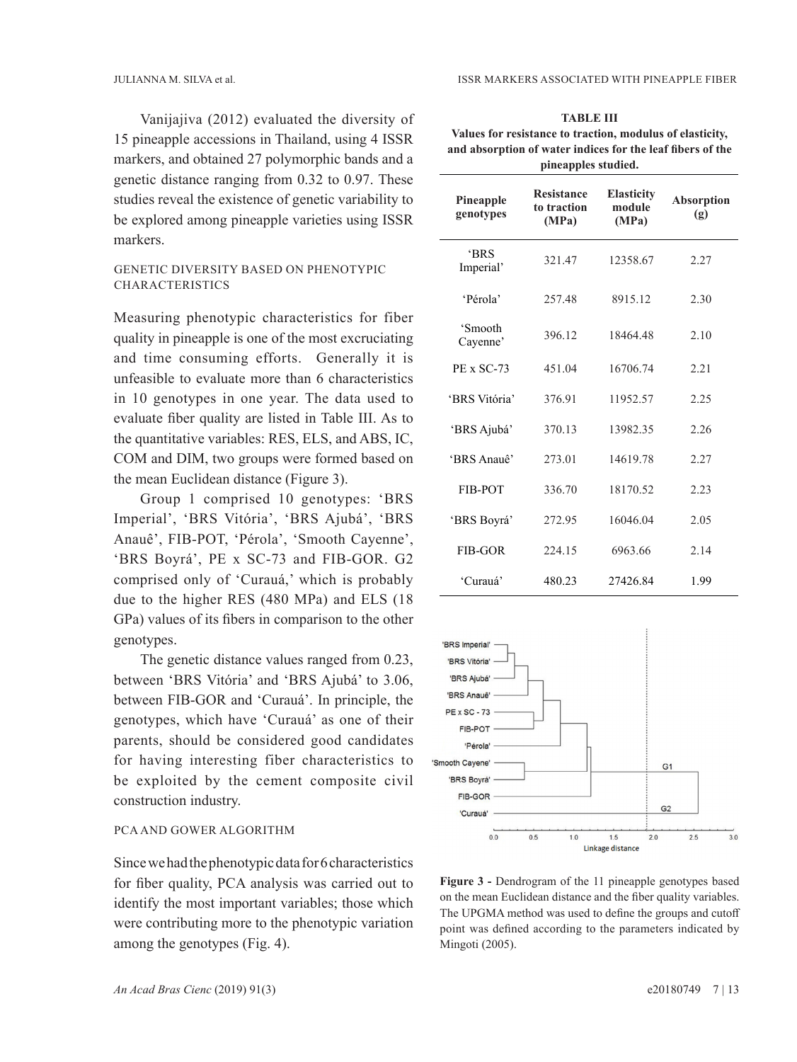Vanijajiva (2012) evaluated the diversity of 15 pineapple accessions in Thailand, using 4 ISSR markers, and obtained 27 polymorphic bands and a genetic distance ranging from 0.32 to 0.97. These studies reveal the existence of genetic variability to be explored among pineapple varieties using ISSR markers.

### GENETIC DIVERSITY BASED ON PHENOTYPIC CHARACTERISTICS

Measuring phenotypic characteristics for fiber quality in pineapple is one of the most excruciating and time consuming efforts. Generally it is unfeasible to evaluate more than 6 characteristics in 10 genotypes in one year. The data used to evaluate fiber quality are listed in Table III. As to the quantitative variables: RES, ELS, and ABS, IC, COM and DIM, two groups were formed based on the mean Euclidean distance (Figure 3).

Group 1 comprised 10 genotypes: 'BRS Imperial', 'BRS Vitória', 'BRS Ajubá', 'BRS Anauê', FIB-POT, 'Pérola', 'Smooth Cayenne', 'BRS Boyrá', PE x SC-73 and FIB-GOR. G2 comprised only of 'Curauá,' which is probably due to the higher RES (480 MPa) and ELS (18 GPa) values of its fibers in comparison to the other genotypes.

The genetic distance values ranged from 0.23, between 'BRS Vitória' and 'BRS Ajubá' to 3.06, between FIB-GOR and 'Curauá'. In principle, the genotypes, which have 'Curauá' as one of their parents, should be considered good candidates for having interesting fiber characteristics to be exploited by the cement composite civil construction industry.

### PCA AND GOWER ALGORITHM

Since we had the phenotypic data for 6 characteristics for fiber quality, PCA analysis was carried out to identify the most important variables; those which were contributing more to the phenotypic variation among the genotypes (Fig. 4).

**TABLE III**
**Values for resistance to traction, modulus of elasticity, and absorption of water indices for the leaf fibers of the pineapples studied.**

| Pineapple genotypes | Resistance to traction (MPa) | Elasticity module (MPa) | Absorption (g) |
|---|---|---|---|
| 'BRS Imperial' | 321.47 | 12358.67 | 2.27 |
| 'Pérola' | 257.48 | 8915.12 | 2.30 |
| 'Smooth Cayenne' | 396.12 | 18464.48 | 2.10 |
| PE x SC-73 | 451.04 | 16706.74 | 2.21 |
| 'BRS Vitória' | 376.91 | 11952.57 | 2.25 |
| 'BRS Ajubá' | 370.13 | 13982.35 | 2.26 |
| 'BRS Anauê' | 273.01 | 14619.78 | 2.27 |
| FIB-POT | 336.70 | 18170.52 | 2.23 |
| 'BRS Boyrá' | 272.95 | 16046.04 | 2.05 |
| FIB-GOR | 224.15 | 6963.66 | 2.14 |
| 'Curauá' | 480.23 | 27426.84 | 1.99 |

**Figure 3 -** Dendrogram of the 11 pineapple genotypes based on the mean Euclidean distance and the fiber quality variables. The UPGMA method was used to define the groups and cutoff point was defined according to the parameters indicated by Mingoti (2005).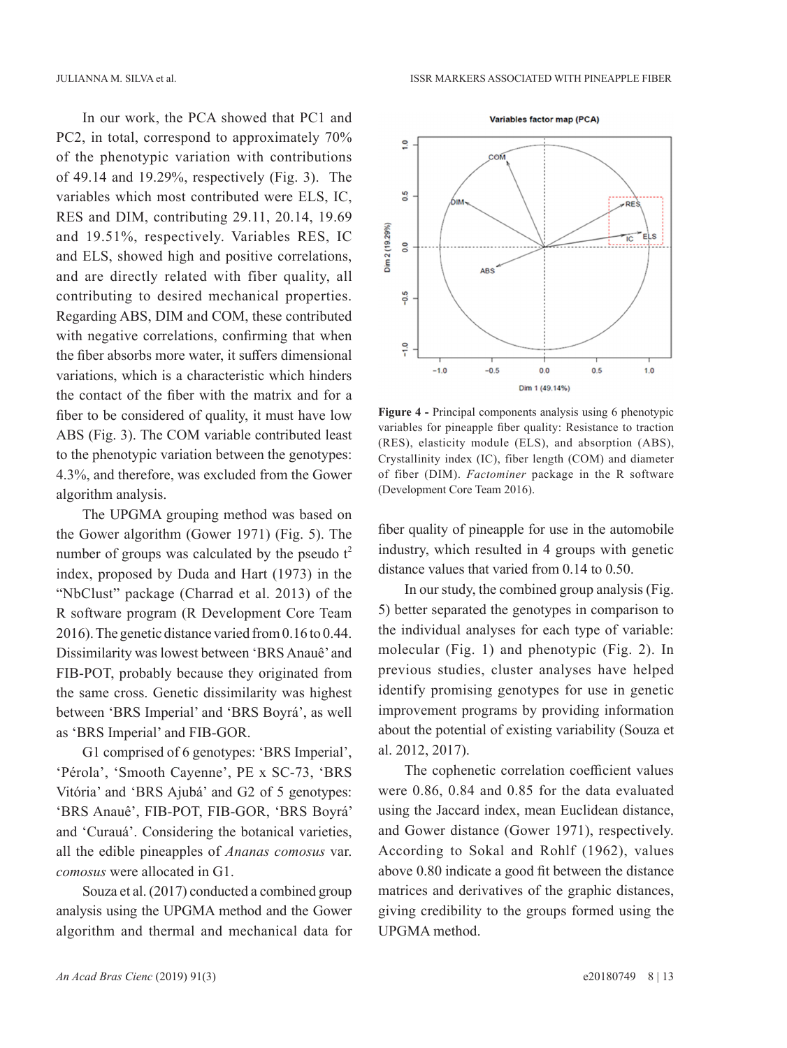In our work, the PCA showed that PC1 and PC2, in total, correspond to approximately 70% of the phenotypic variation with contributions of 49.14 and 19.29%, respectively (Fig. 3). The variables which most contributed were ELS, IC, RES and DIM, contributing 29.11, 20.14, 19.69 and 19.51%, respectively. Variables RES, IC and ELS, showed high and positive correlations, and are directly related with fiber quality, all contributing to desired mechanical properties. Regarding ABS, DIM and COM, these contributed with negative correlations, confirming that when the fiber absorbs more water, it suffers dimensional variations, which is a characteristic which hinders the contact of the fiber with the matrix and for a fiber to be considered of quality, it must have low ABS (Fig. 3). The COM variable contributed least to the phenotypic variation between the genotypes: 4.3%, and therefore, was excluded from the Gower algorithm analysis.

The UPGMA grouping method was based on the Gower algorithm (Gower 1971) (Fig. 5). The number of groups was calculated by the pseudo $t^2$ index, proposed by Duda and Hart (1973) in the "NbClust" package (Charrad et al. 2013) of the R software program (R Development Core Team 2016). The genetic distance varied from 0.16 to 0.44. Dissimilarity was lowest between 'BRS Anauê' and FIB-POT, probably because they originated from the same cross. Genetic dissimilarity was highest between 'BRS Imperial' and 'BRS Boyrá', as well as 'BRS Imperial' and FIB-GOR.

G1 comprised of 6 genotypes: 'BRS Imperial', 'Pérola', 'Smooth Cayenne', PE x SC-73, 'BRS Vitória' and 'BRS Ajubá' and G2 of 5 genotypes: 'BRS Anauê', FIB-POT, FIB-GOR, 'BRS Boyrá' and 'Curauá'. Considering the botanical varieties, all the edible pineapples of *Ananas comosus* var. *comosus* were allocated in G1.

Souza et al. (2017) conducted a combined group analysis using the UPGMA method and the Gower algorithm and thermal and mechanical data for fiber quality of pineapple for use in the automobile industry, which resulted in 4 groups with genetic distance values that varied from 0.14 to 0.50.

**Figure 4 -** Principal components analysis using 6 phenotypic variables for pineapple fiber quality: Resistance to traction (RES), elasticity module (ELS), and absorption (ABS), Crystallinity index (IC), fiber length (COM) and diameter of fiber (DIM). *Factominer* package in the R software (Development Core Team 2016).

In our study, the combined group analysis (Fig. 5) better separated the genotypes in comparison to the individual analyses for each type of variable: molecular (Fig. 1) and phenotypic (Fig. 2). In previous studies, cluster analyses have helped identify promising genotypes for use in genetic improvement programs by providing information about the potential of existing variability (Souza et al. 2012, 2017).

The cophenetic correlation coefficient values were 0.86, 0.84 and 0.85 for the data evaluated using the Jaccard index, mean Euclidean distance, and Gower distance (Gower 1971), respectively. According to Sokal and Rohlf (1962), values above 0.80 indicate a good fit between the distance matrices and derivatives of the graphic distances, giving credibility to the groups formed using the UPGMA method.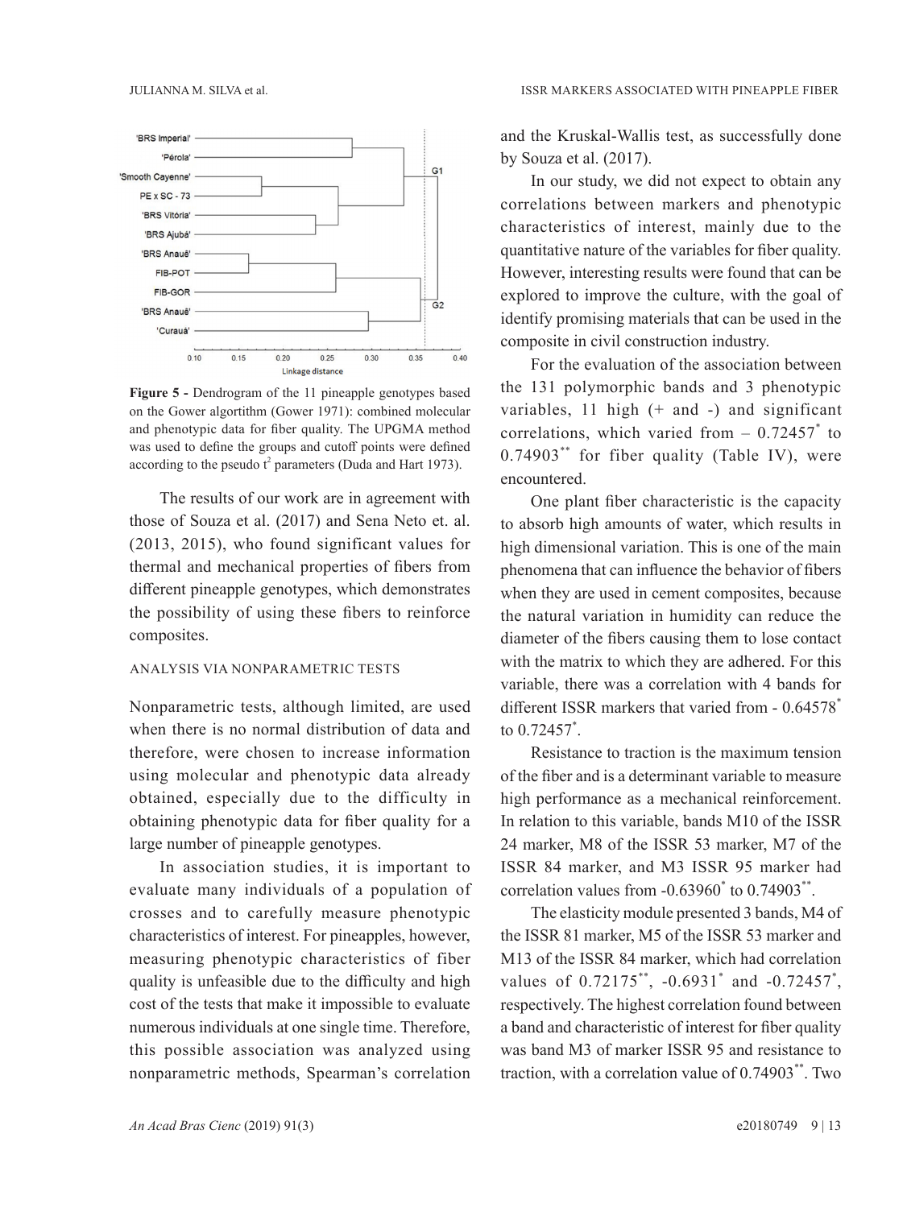**Figure 5 -** Dendrogram of the 11 pineapple genotypes based on the Gower algortithm (Gower 1971): combined molecular and phenotypic data for fiber quality. The UPGMA method was used to define the groups and cutoff points were defined according to the pseudo $t^2$ parameters (Duda and Hart 1973).

The results of our work are in agreement with those of Souza et al. (2017) and Sena Neto et. al. (2013, 2015), who found significant values for thermal and mechanical properties of fibers from different pineapple genotypes, which demonstrates the possibility of using these fibers to reinforce composites.

### ANALYSIS VIA NONPARAMETRIC TESTS

Nonparametric tests, although limited, are used when there is no normal distribution of data and therefore, were chosen to increase information using molecular and phenotypic data already obtained, especially due to the difficulty in obtaining phenotypic data for fiber quality for a large number of pineapple genotypes.

In association studies, it is important to evaluate many individuals of a population of crosses and to carefully measure phenotypic characteristics of interest. For pineapples, however, measuring phenotypic characteristics of fiber quality is unfeasible due to the difficulty and high cost of the tests that make it impossible to evaluate numerous individuals at one single time. Therefore, this possible association was analyzed using nonparametric methods, Spearman's correlation and the Kruskal-Wallis test, as successfully done by Souza et al. (2017).

In our study, we did not expect to obtain any correlations between markers and phenotypic characteristics of interest, mainly due to the quantitative nature of the variables for fiber quality. However, interesting results were found that can be explored to improve the culture, with the goal of identify promising materials that can be used in the composite in civil construction industry.

For the evaluation of the association between the 131 polymorphic bands and 3 phenotypic variables, 11 high (+ and -) and significant correlations, which varied from – 0.72457* to 0.74903** for fiber quality (Table IV), were encountered.

One plant fiber characteristic is the capacity to absorb high amounts of water, which results in high dimensional variation. This is one of the main phenomena that can influence the behavior of fibers when they are used in cement composites, because the natural variation in humidity can reduce the diameter of the fibers causing them to lose contact with the matrix to which they are adhered. For this variable, there was a correlation with 4 bands for different ISSR markers that varied from - 0.64578* to 0.72457*.

Resistance to traction is the maximum tension of the fiber and is a determinant variable to measure high performance as a mechanical reinforcement. In relation to this variable, bands M10 of the ISSR 24 marker, M8 of the ISSR 53 marker, M7 of the ISSR 84 marker, and M3 ISSR 95 marker had correlation values from -0.63960* to 0.74903**.

The elasticity module presented 3 bands, M4 of the ISSR 81 marker, M5 of the ISSR 53 marker and M13 of the ISSR 84 marker, which had correlation values of 0.72175**, -0.6931* and -0.72457*, respectively. The highest correlation found between a band and characteristic of interest for fiber quality was band M3 of marker ISSR 95 and resistance to traction, with a correlation value of 0.74903**. Two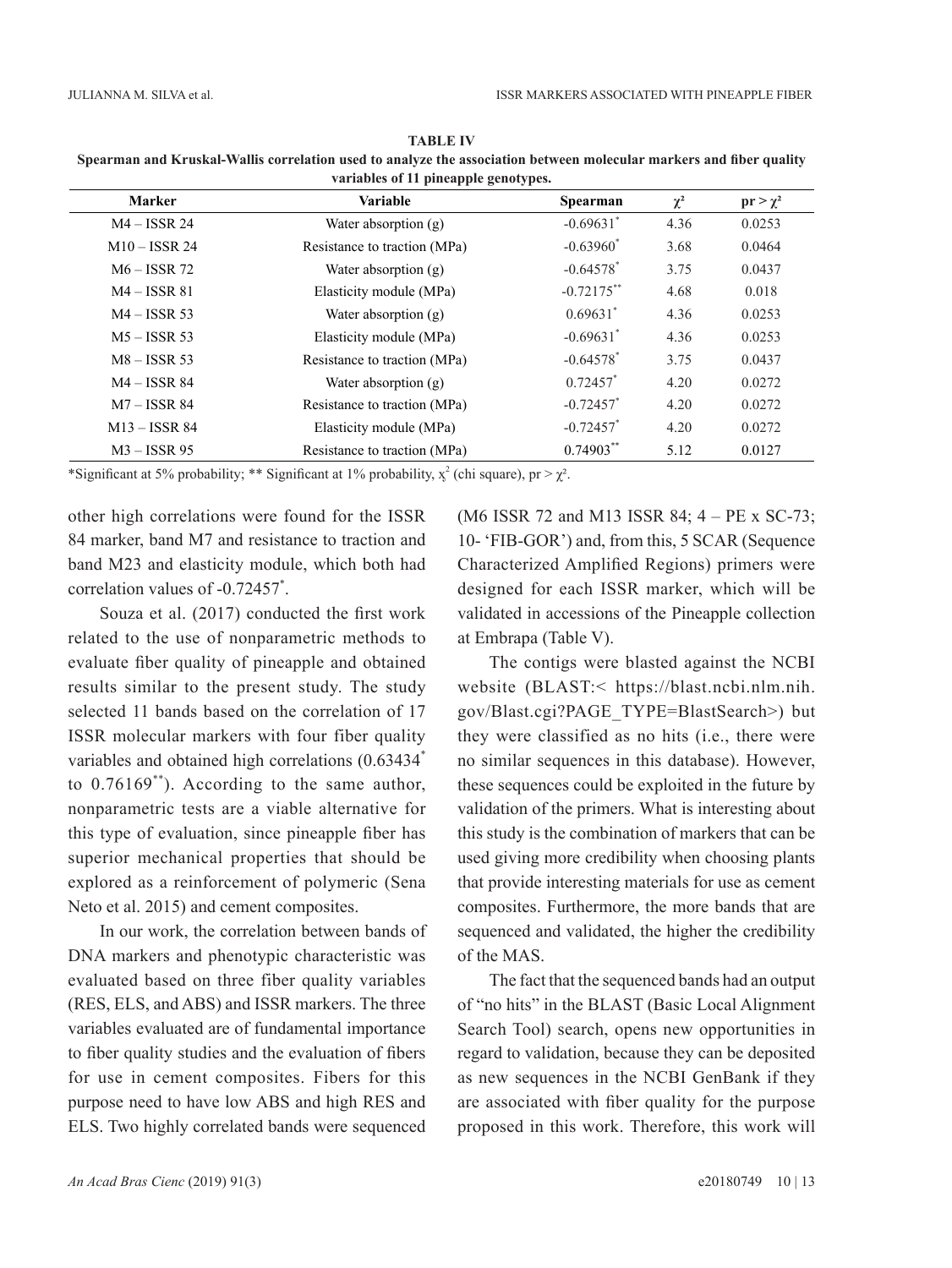**TABLE IV**
**Spearman and Kruskal-Wallis correlation used to analyze the association between molecular markers and fiber quality variables of 11 pineapple genotypes.**

| Marker | Variable | Spearman | $\chi^2$ | $pr > \chi^2$ |
|---|---|---|---|---|
| M4 – ISSR 24 | Water absorption (g) | -0.69631* | 4.36 | 0.0253 |
| M10 – ISSR 24 | Resistance to traction (MPa) | -0.63960* | 3.68 | 0.0464 |
| M6 – ISSR 72 | Water absorption (g) | -0.64578* | 3.75 | 0.0437 |
| M4 – ISSR 81 | Elasticity module (MPa) | -0.72175** | 4.68 | 0.018 |
| M4 – ISSR 53 | Water absorption (g) | 0.69631* | 4.36 | 0.0253 |
| M5 – ISSR 53 | Elasticity module (MPa) | -0.69631* | 4.36 | 0.0253 |
| M8 – ISSR 53 | Resistance to traction (MPa) | -0.64578* | 3.75 | 0.0437 |
| M4 – ISSR 84 | Water absorption (g) | 0.72457* | 4.20 | 0.0272 |
| M7 – ISSR 84 | Resistance to traction (MPa) | -0.72457* | 4.20 | 0.0272 |
| M13 – ISSR 84 | Elasticity module (MPa) | -0.72457* | 4.20 | 0.0272 |
| M3 – ISSR 95 | Resistance to traction (MPa) | 0.74903** | 5.12 | 0.0127 |

*Significant at 5% probability; ** Significant at 1% probability, $\chi^2$ (chi square), $pr > \chi^2$.

other high correlations were found for the ISSR 84 marker, band M7 and resistance to traction and band M23 and elasticity module, which both had correlation values of -0.72457*.

Souza et al. (2017) conducted the first work related to the use of nonparametric methods to evaluate fiber quality of pineapple and obtained results similar to the present study. The study selected 11 bands based on the correlation of 17 ISSR molecular markers with four fiber quality variables and obtained high correlations (0.63434* to 0.76169**). According to the same author, nonparametric tests are a viable alternative for this type of evaluation, since pineapple fiber has superior mechanical properties that should be explored as a reinforcement of polymeric (Sena Neto et al. 2015) and cement composites.

In our work, the correlation between bands of DNA markers and phenotypic characteristic was evaluated based on three fiber quality variables (RES, ELS, and ABS) and ISSR markers. The three variables evaluated are of fundamental importance to fiber quality studies and the evaluation of fibers for use in cement composites. Fibers for this purpose need to have low ABS and high RES and ELS. Two highly correlated bands were sequenced (M6 ISSR 72 and M13 ISSR 84; 4 – PE x SC-73; 10- 'FIB-GOR') and, from this, 5 SCAR (Sequence Characterized Amplified Regions) primers were designed for each ISSR marker, which will be validated in accessions of the Pineapple collection at Embrapa (Table V).

The contigs were blasted against the NCBI website (BLAST:< https://blast.ncbi.nlm.nih.gov/Blast.cgi?PAGE_TYPE=BlastSearch>) but they were classified as no hits (i.e., there were no similar sequences in this database). However, these sequences could be exploited in the future by validation of the primers. What is interesting about this study is the combination of markers that can be used giving more credibility when choosing plants that provide interesting materials for use as cement composites. Furthermore, the more bands that are sequenced and validated, the higher the credibility of the MAS.

The fact that the sequenced bands had an output of "no hits" in the BLAST (Basic Local Alignment Search Tool) search, opens new opportunities in regard to validation, because they can be deposited as new sequences in the NCBI GenBank if they are associated with fiber quality for the purpose proposed in this work. Therefore, this work will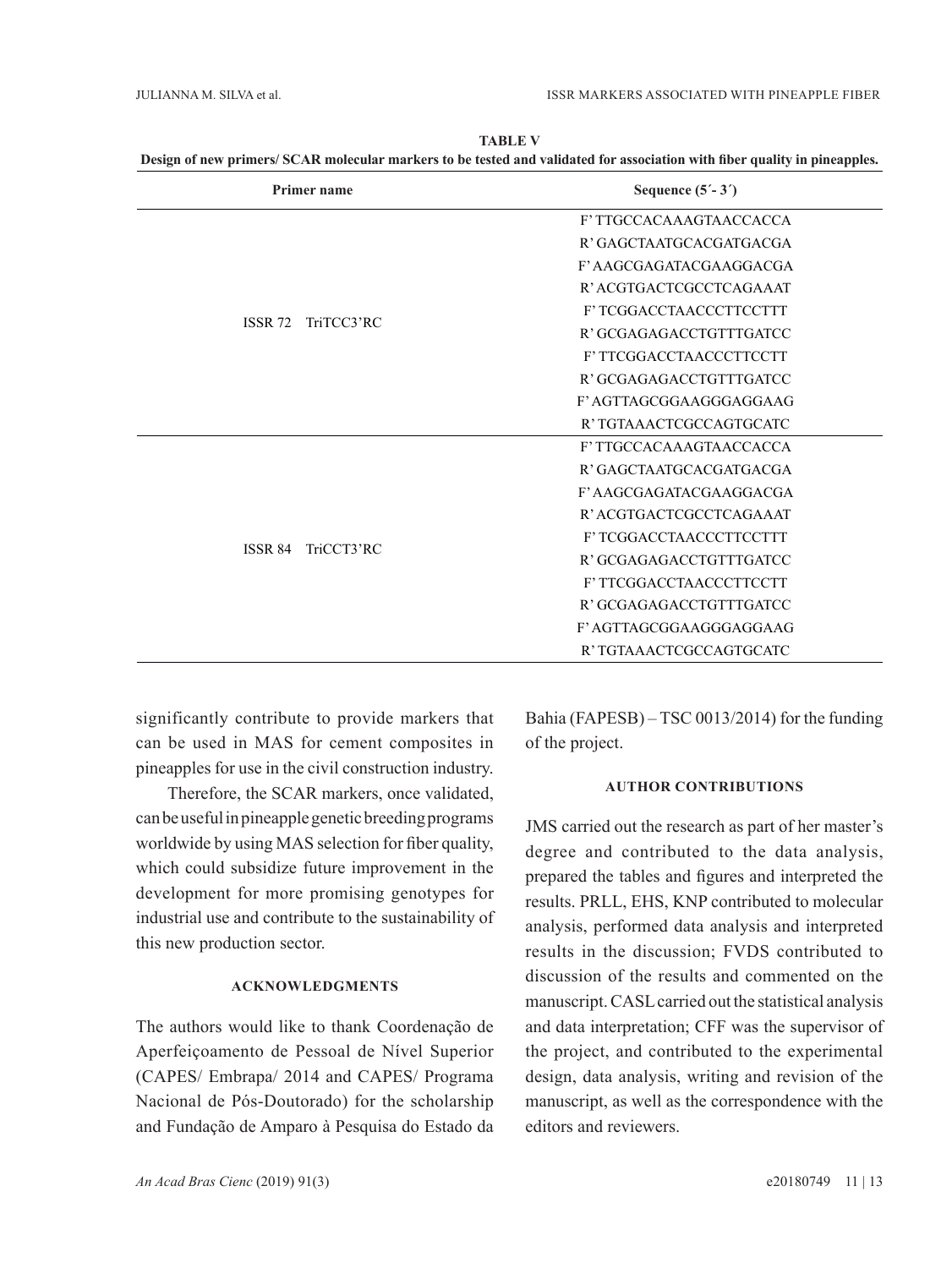**TABLE V**

**Design of new primers/ SCAR molecular markers to be tested and validated for association with fiber quality in pineapples.**

| Primer name | Sequence (5´- 3´) |
|---|---|
| ISSR 72 TriTCC3'RC | F' TTGCCACAAAGTAACCACCA |
| | R' GAGCTAATGCACGATGACGA |
| | F' AAGCGAGATACGAAGGACGA |
| | R' ACGTGACTCGCCTCAGAAAT |
| | F' TCGGACCTAACCCTTCCTTT |
| | R' GCGAGAGACCTGTTTGATCC |
| | F' TTCGGACCTAACCCTTCCTT |
| | R' GCGAGAGACCTGTTTGATCC |
| | F' AGTTAGCGGAAGGGAGGAAG |
| | R' TGTAAACTCGCCAGTGCATC |
| ISSR 84 TriCCT3'RC | F' TTGCCACAAAGTAACCACCA |
| | R' GAGCTAATGCACGATGACGA |
| | F' AAGCGAGATACGAAGGACGA |
| | R' ACGTGACTCGCCTCAGAAAT |
| | F' TCGGACCTAACCCTTCCTTT |
| | R' GCGAGAGACCTGTTTGATCC |
| | F' TTCGGACCTAACCCTTCCTT |
| | R' GCGAGAGACCTGTTTGATCC |
| | F' AGTTAGCGGAAGGGAGGAAG |
| | R' TGTAAACTCGCCAGTGCATC |

significantly contribute to provide markers that can be used in MAS for cement composites in pineapples for use in the civil construction industry.

Therefore, the SCAR markers, once validated, can be useful in pineapple genetic breeding programs worldwide by using MAS selection for fiber quality, which could subsidize future improvement in the development for more promising genotypes for industrial use and contribute to the sustainability of this new production sector.

#### ACKNOWLEDGMENTS

The authors would like to thank Coordenação de Aperfeiçoamento de Pessoal de Nível Superior (CAPES/ Embrapa/ 2014 and CAPES/ Programa Nacional de Pós-Doutorado) for the scholarship and Fundação de Amparo à Pesquisa do Estado da Bahia (FAPESB) – TSC 0013/2014) for the funding of the project.

#### AUTHOR CONTRIBUTIONS

JMS carried out the research as part of her master's degree and contributed to the data analysis, prepared the tables and figures and interpreted the results. PRLL, EHS, KNP contributed to molecular analysis, performed data analysis and interpreted results in the discussion; FVDS contributed to discussion of the results and commented on the manuscript. CASL carried out the statistical analysis and data interpretation; CFF was the supervisor of the project, and contributed to the experimental design, data analysis, writing and revision of the manuscript, as well as the correspondence with the editors and reviewers.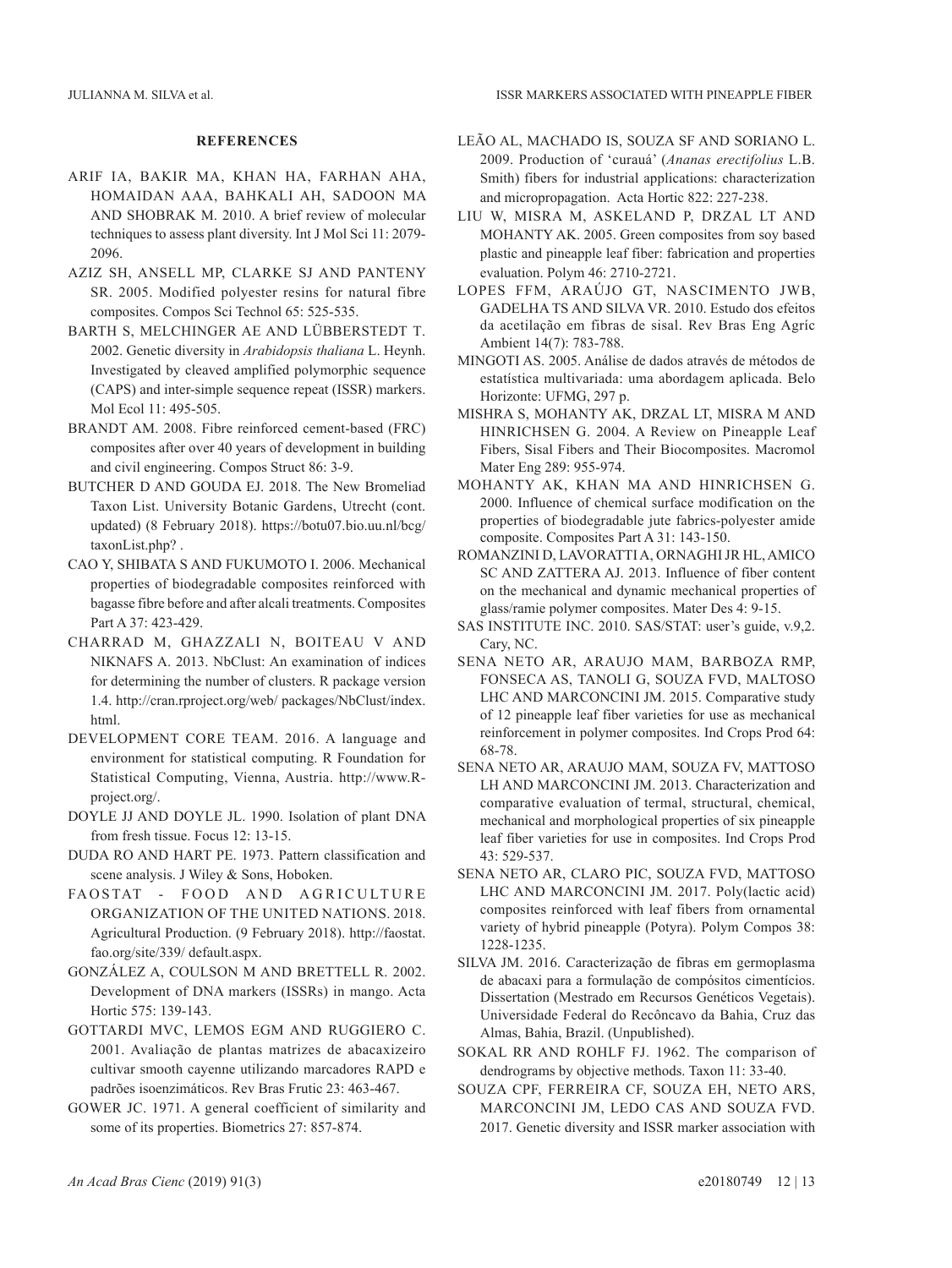**REFERENCES**

ARIF IA, BAKIR MA, KHAN HA, FARHAN AHA, HOMAIDAN AAA, BAHKALI AH, SADOON MA AND SHOBRAK M. 2010. A brief review of molecular techniques to assess plant diversity. Int J Mol Sci 11: 2079-2096.

AZIZ SH, ANSELL MP, CLARKE SJ AND PANTENY SR. 2005. Modified polyester resins for natural fibre composites. Compos Sci Technol 65: 525-535.

BARTH S, MELCHINGER AE AND LÜBBERSTEDT T. 2002. Genetic diversity in *Arabidopsis thaliana* L. Heynh. Investigated by cleaved amplified polymorphic sequence (CAPS) and inter-simple sequence repeat (ISSR) markers. Mol Ecol 11: 495-505.

BRANDT AM. 2008. Fibre reinforced cement-based (FRC) composites after over 40 years of development in building and civil engineering. Compos Struct 86: 3-9.

BUTCHER D AND GOUDA EJ. 2018. The New Bromeliad Taxon List. University Botanic Gardens, Utrecht (cont. updated) (8 February 2018). https://botu07.bio.uu.nl/bcg/taxonList.php? .

CAO Y, SHIBATA S AND FUKUMOTO I. 2006. Mechanical properties of biodegradable composites reinforced with bagasse fibre before and after alcali treatments. Composites Part A 37: 423-429.

CHARRAD M, GHAZZALI N, BOITEAU V AND NIKNAFS A. 2013. NbClust: An examination of indices for determining the number of clusters. R package version 1.4. http://cran.rproject.org/web/ packages/NbClust/index.html.

DEVELOPMENT CORE TEAM. 2016. A language and environment for statistical computing. R Foundation for Statistical Computing, Vienna, Austria. http://www.R-project.org/.

DOYLE JJ AND DOYLE JL. 1990. Isolation of plant DNA from fresh tissue. Focus 12: 13-15.

DUDA RO AND HART PE. 1973. Pattern classification and scene analysis. J Wiley & Sons, Hoboken.

FAOSTAT - FOOD AND AGRICULTURE ORGANIZATION OF THE UNITED NATIONS. 2018. Agricultural Production. (9 February 2018). http://faostat.fao.org/site/339/ default.aspx.

GONZÁLEZ A, COULSON M AND BRETTELL R. 2002. Development of DNA markers (ISSRs) in mango. Acta Hortic 575: 139-143.

GOTTARDI MVC, LEMOS EGM AND RUGGIERO C. 2001. Avaliação de plantas matrizes de abacaxizeiro cultivar smooth cayenne utilizando marcadores RAPD e padrões isoenzimáticos. Rev Bras Frutic 23: 463-467.

GOWER JC. 1971. A general coefficient of similarity and some of its properties. Biometrics 27: 857-874.

LEÃO AL, MACHADO IS, SOUZA SF AND SORIANO L. 2009. Production of 'curauá' (*Ananas erectifolius* L.B. Smith) fibers for industrial applications: characterization and micropropagation. Acta Hortic 822: 227-238.

LIU W, MISRA M, ASKELAND P, DRZAL LT AND MOHANTY AK. 2005. Green composites from soy based plastic and pineapple leaf fiber: fabrication and properties evaluation. Polym 46: 2710-2721.

LOPES FFM, ARAÚJO GT, NASCIMENTO JWB, GADELHA TS AND SILVA VR. 2010. Estudo dos efeitos da acetilação em fibras de sisal. Rev Bras Eng Agríc Ambient 14(7): 783-788.

MINGOTI AS. 2005. Análise de dados através de métodos de estatística multivariada: uma abordagem aplicada. Belo Horizonte: UFMG, 297 p.

MISHRA S, MOHANTY AK, DRZAL LT, MISRA M AND HINRICHSEN G. 2004. A Review on Pineapple Leaf Fibers, Sisal Fibers and Their Biocomposites. Macromol Mater Eng 289: 955-974.

MOHANTY AK, KHAN MA AND HINRICHSEN G. 2000. Influence of chemical surface modification on the properties of biodegradable jute fabrics-polyester amide composite. Composites Part A 31: 143-150.

ROMANZINI D, LAVORATTI A, ORNAGHI JR HL, AMICO SC AND ZATTERA AJ. 2013. Influence of fiber content on the mechanical and dynamic mechanical properties of glass/ramie polymer composites. Mater Des 4: 9-15.

SAS INSTITUTE INC. 2010. SAS/STAT: user's guide, v.9,2. Cary, NC.

SENA NETO AR, ARAUJO MAM, BARBOZA RMP, FONSECA AS, TANOLI G, SOUZA FVD, MALTOSO LHC AND MARCONCINI JM. 2015. Comparative study of 12 pineapple leaf fiber varieties for use as mechanical reinforcement in polymer composites. Ind Crops Prod 64: 68-78.

SENA NETO AR, ARAUJO MAM, SOUZA FV, MATTOSO LH AND MARCONCINI JM. 2013. Characterization and comparative evaluation of termal, structural, chemical, mechanical and morphological properties of six pineapple leaf fiber varieties for use in composites. Ind Crops Prod 43: 529-537.

SENA NETO AR, CLARO PIC, SOUZA FVD, MATTOSO LHC AND MARCONCINI JM. 2017. Poly(lactic acid) composites reinforced with leaf fibers from ornamental variety of hybrid pineapple (Potyra). Polym Compos 38: 1228-1235.

SILVA JM. 2016. Caracterização de fibras em germoplasma de abacaxi para a formulação de compósitos cimentícios. Dissertation (Mestrado em Recursos Genéticos Vegetais). Universidade Federal do Recôncavo da Bahia, Cruz das Almas, Bahia, Brazil. (Unpublished).

SOKAL RR AND ROHLF FJ. 1962. The comparison of dendrograms by objective methods. Taxon 11: 33-40.

SOUZA CPF, FERREIRA CF, SOUZA EH, NETO ARS, MARCONCINI JM, LEDO CAS AND SOUZA FVD. 2017. Genetic diversity and ISSR marker association with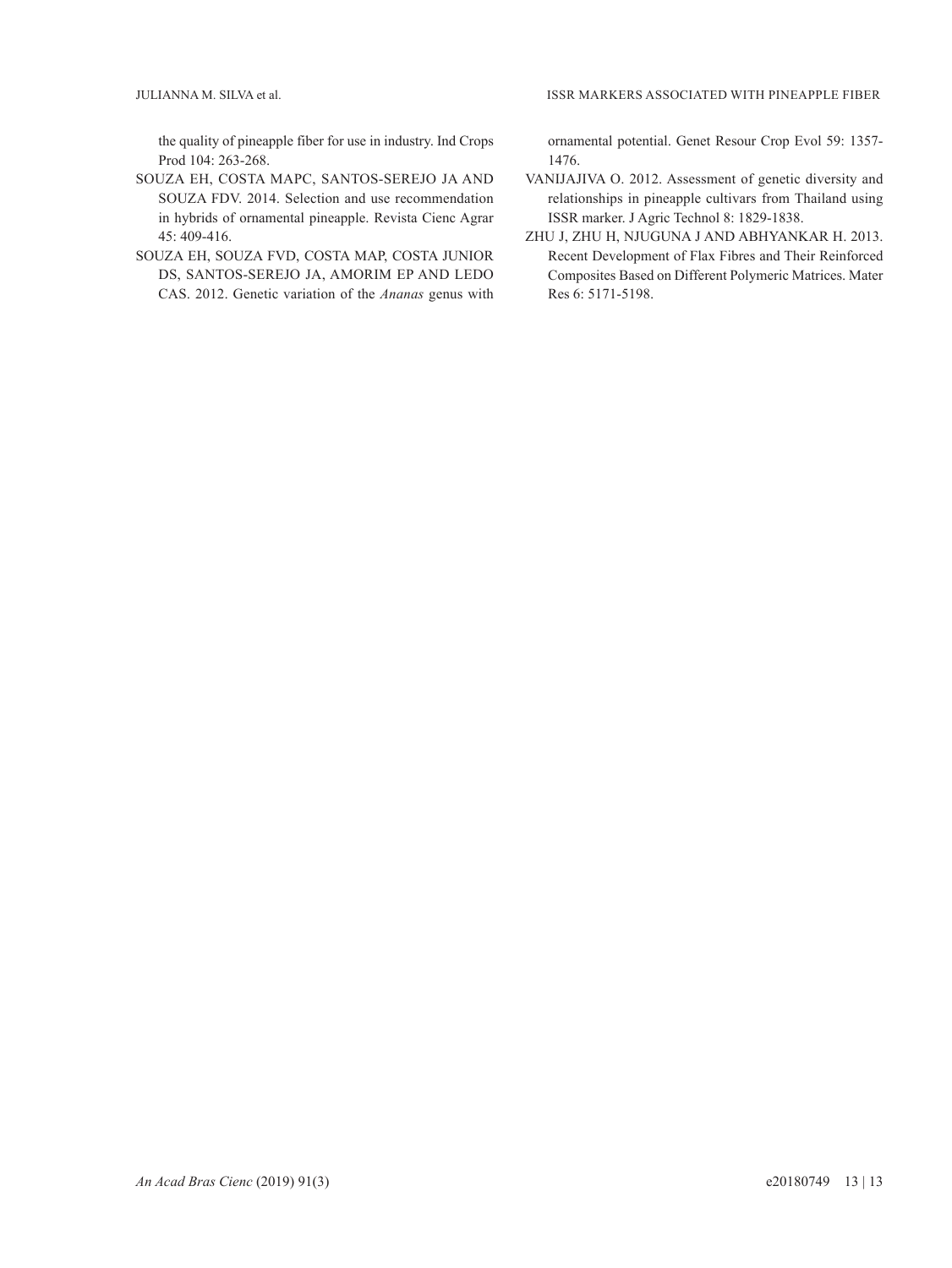the quality of pineapple fiber for use in industry. Ind Crops Prod 104: 263-268.

SOUZA EH, COSTA MAPC, SANTOS-SEREJO JA AND SOUZA FDV. 2014. Selection and use recommendation in hybrids of ornamental pineapple. Revista Cienc Agrar 45: 409-416.

SOUZA EH, SOUZA FVD, COSTA MAP, COSTA JUNIOR DS, SANTOS-SEREJO JA, AMORIM EP AND LEDO CAS. 2012. Genetic variation of the *Ananas* genus with ornamental potential. Genet Resour Crop Evol 59: 1357-1476.

VANIJAJIVA O. 2012. Assessment of genetic diversity and relationships in pineapple cultivars from Thailand using ISSR marker. J Agric Technol 8: 1829-1838.

ZHU J, ZHU H, NJUGUNA J AND ABHYANKAR H. 2013. Recent Development of Flax Fibres and Their Reinforced Composites Based on Different Polymeric Matrices. Mater Res 6: 5171-5198.